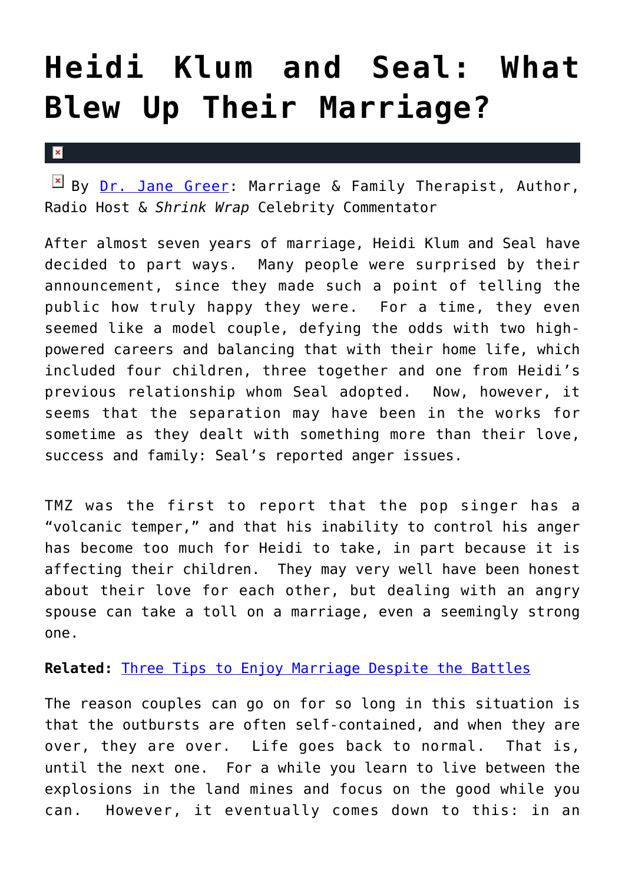# Heidi Klum and Seal: What Blew Up Their Marriage?

By [Dr. Jane Greer](): Marriage & Family Therapist, Author, Radio Host & *Shrink Wrap* Celebrity Commentator

After almost seven years of marriage, Heidi Klum and Seal have decided to part ways. Many people were surprised by their announcement, since they made such a point of telling the public how truly happy they were. For a time, they even seemed like a model couple, defying the odds with two high-powered careers and balancing that with their home life, which included four children, three together and one from Heidi's previous relationship whom Seal adopted. Now, however, it seems that the separation may have been in the works for sometime as they dealt with something more than their love, success and family: Seal's reported anger issues.

TMZ was the first to report that the pop singer has a "volcanic temper," and that his inability to control his anger has become too much for Heidi to take, in part because it is affecting their children. They may very well have been honest about their love for each other, but dealing with an angry spouse can take a toll on a marriage, even a seemingly strong one.

**Related:** [Three Tips to Enjoy Marriage Despite the Battles]()

The reason couples can go on for so long in this situation is that the outbursts are often self-contained, and when they are over, they are over. Life goes back to normal. That is, until the next one. For a while you learn to live between the explosions in the land mines and focus on the good while you can. However, it eventually comes down to this: in an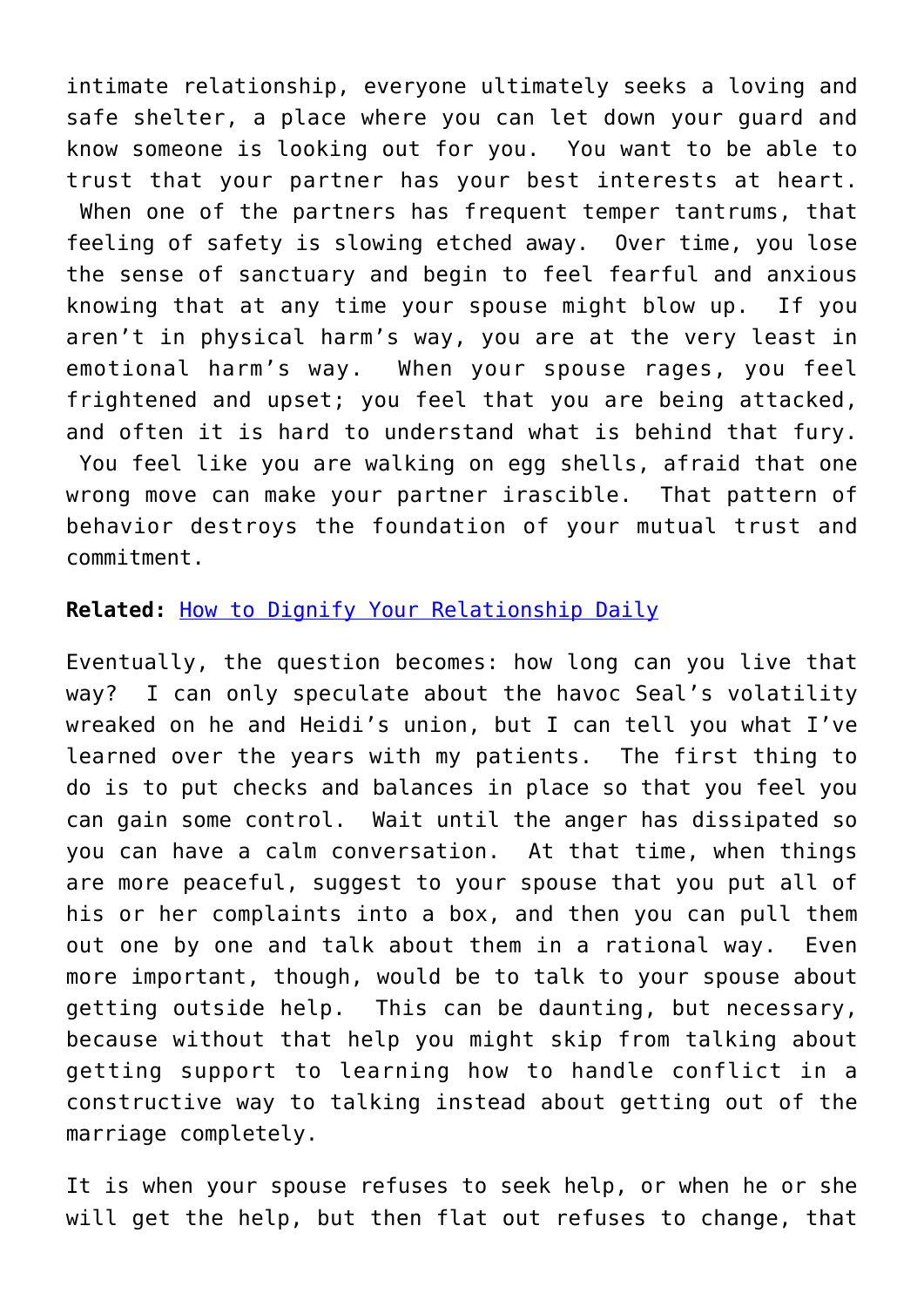intimate relationship, everyone ultimately seeks a loving and safe shelter, a place where you can let down your guard and know someone is looking out for you. You want to be able to trust that your partner has your best interests at heart. When one of the partners has frequent temper tantrums, that feeling of safety is slowing etched away. Over time, you lose the sense of sanctuary and begin to feel fearful and anxious knowing that at any time your spouse might blow up. If you aren't in physical harm's way, you are at the very least in emotional harm's way. When your spouse rages, you feel frightened and upset; you feel that you are being attacked, and often it is hard to understand what is behind that fury. You feel like you are walking on egg shells, afraid that one wrong move can make your partner irascible. That pattern of behavior destroys the foundation of your mutual trust and commitment.

**Related:** How to Dignify Your Relationship Daily

Eventually, the question becomes: how long can you live that way? I can only speculate about the havoc Seal's volatility wreaked on he and Heidi's union, but I can tell you what I've learned over the years with my patients. The first thing to do is to put checks and balances in place so that you feel you can gain some control. Wait until the anger has dissipated so you can have a calm conversation. At that time, when things are more peaceful, suggest to your spouse that you put all of his or her complaints into a box, and then you can pull them out one by one and talk about them in a rational way. Even more important, though, would be to talk to your spouse about getting outside help. This can be daunting, but necessary, because without that help you might skip from talking about getting support to learning how to handle conflict in a constructive way to talking instead about getting out of the marriage completely.

It is when your spouse refuses to seek help, or when he or she will get the help, but then flat out refuses to change, that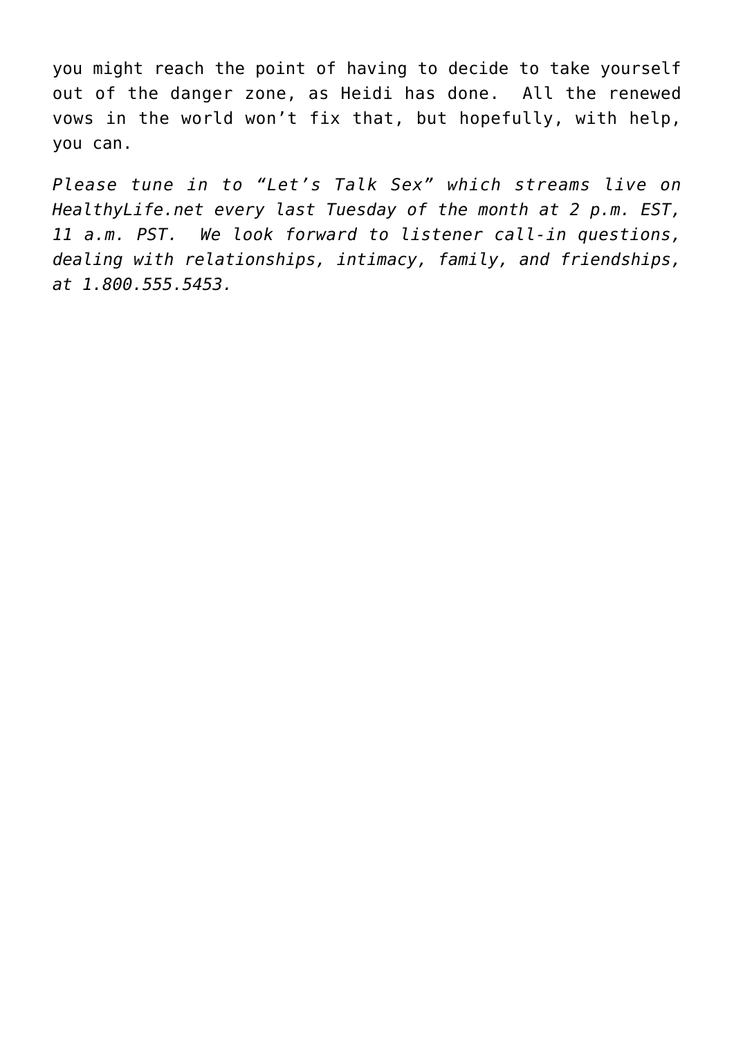you might reach the point of having to decide to take yourself out of the danger zone, as Heidi has done.  All the renewed vows in the world won't fix that, but hopefully, with help, you can.

*Please tune in to "Let's Talk Sex" which streams live on HealthyLife.net every last Tuesday of the month at 2 p.m. EST, 11 a.m. PST.  We look forward to listener call-in questions, dealing with relationships, intimacy, family, and friendships, at 1.800.555.5453.*